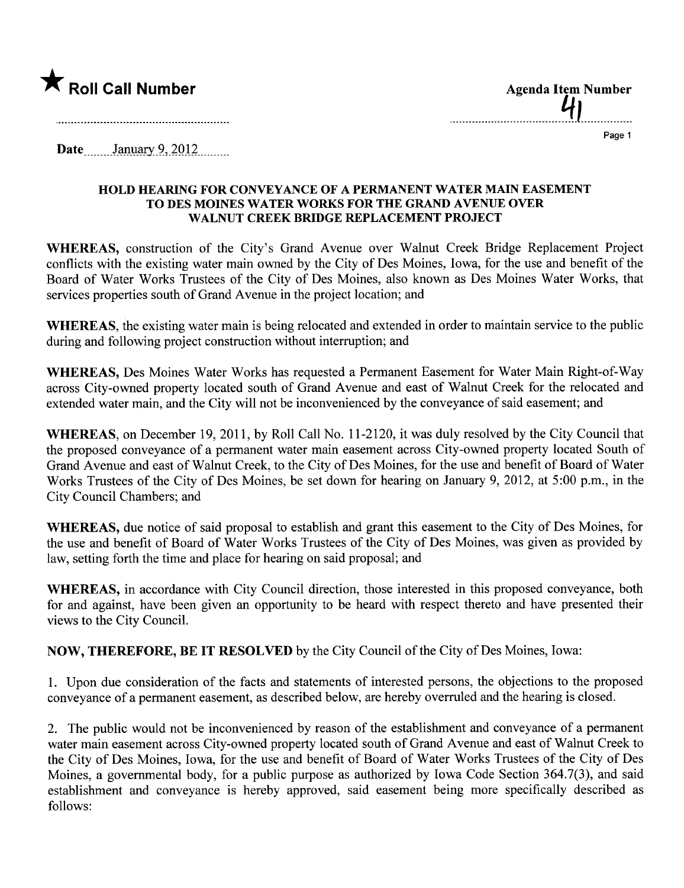★ **Roll Call Number**

**Agenda Item Number**
41

Date January 9, 2012

**HOLD HEARING FOR CONVEYANCE OF A PERMANENT WATER MAIN EASEMENT TO DES MOINES WATER WORKS FOR THE GRAND AVENUE OVER WALNUT CREEK BRIDGE REPLACEMENT PROJECT**

**WHEREAS,** construction of the City's Grand Avenue over Walnut Creek Bridge Replacement Project conflicts with the existing water main owned by the City of Des Moines, Iowa, for the use and benefit of the Board of Water Works Trustees of the City of Des Moines, also known as Des Moines Water Works, that services properties south of Grand Avenue in the project location; and

**WHEREAS,** the existing water main is being relocated and extended in order to maintain service to the public during and following project construction without interruption; and

**WHEREAS,** Des Moines Water Works has requested a Permanent Easement for Water Main Right-of-Way across City-owned property located south of Grand Avenue and east of Walnut Creek for the relocated and extended water main, and the City will not be inconvenienced by the conveyance of said easement; and

**WHEREAS,** on December 19, 2011, by Roll Call No. 11-2120, it was duly resolved by the City Council that the proposed conveyance of a permanent water main easement across City-owned property located South of Grand Avenue and east of Walnut Creek, to the City of Des Moines, for the use and benefit of Board of Water Works Trustees of the City of Des Moines, be set down for hearing on January 9, 2012, at 5:00 p.m., in the City Council Chambers; and

**WHEREAS,** due notice of said proposal to establish and grant this easement to the City of Des Moines, for the use and benefit of Board of Water Works Trustees of the City of Des Moines, was given as provided by law, setting forth the time and place for hearing on said proposal; and

**WHEREAS,** in accordance with City Council direction, those interested in this proposed conveyance, both for and against, have been given an opportunity to be heard with respect thereto and have presented their views to the City Council.

**NOW, THEREFORE, BE IT RESOLVED** by the City Council of the City of Des Moines, Iowa:

1. Upon due consideration of the facts and statements of interested persons, the objections to the proposed conveyance of a permanent easement, as described below, are hereby overruled and the hearing is closed.

2. The public would not be inconvenienced by reason of the establishment and conveyance of a permanent water main easement across City-owned property located south of Grand Avenue and east of Walnut Creek to the City of Des Moines, Iowa, for the use and benefit of Board of Water Works Trustees of the City of Des Moines, a governmental body, for a public purpose as authorized by Iowa Code Section 364.7(3), and said establishment and conveyance is hereby approved, said easement being more specifically described as follows: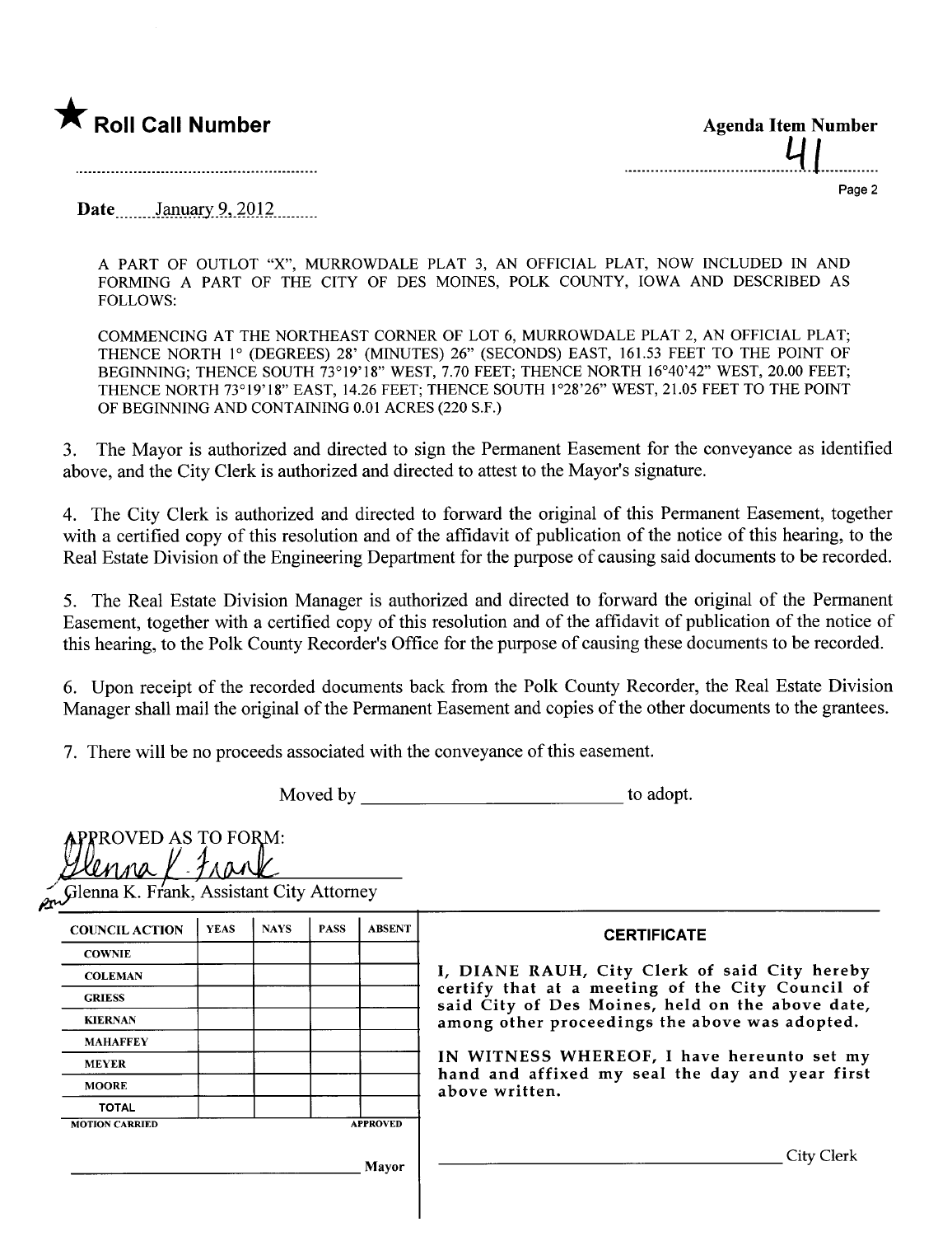★ **Roll Call Number**

.........................................................

**Agenda Item Number**

41

Date January 9, 2012

A PART OF OUTLOT "X", MURROWDALE PLAT 3, AN OFFICIAL PLAT, NOW INCLUDED IN AND FORMING A PART OF THE CITY OF DES MOINES, POLK COUNTY, IOWA AND DESCRIBED AS FOLLOWS:

COMMENCING AT THE NORTHEAST CORNER OF LOT 6, MURROWDALE PLAT 2, AN OFFICIAL PLAT; THENCE NORTH 1° (DEGREES) 28' (MINUTES) 26" (SECONDS) EAST, 161.53 FEET TO THE POINT OF BEGINNING; THENCE SOUTH 73°19'18" WEST, 7.70 FEET; THENCE NORTH 16°40'42" WEST, 20.00 FEET; THENCE NORTH 73°19'18" EAST, 14.26 FEET; THENCE SOUTH 1°28'26" WEST, 21.05 FEET TO THE POINT OF BEGINNING AND CONTAINING 0.01 ACRES (220 S.F.)

3. The Mayor is authorized and directed to sign the Permanent Easement for the conveyance as identified above, and the City Clerk is authorized and directed to attest to the Mayor's signature.

4. The City Clerk is authorized and directed to forward the original of this Permanent Easement, together with a certified copy of this resolution and of the affidavit of publication of the notice of this hearing, to the Real Estate Division of the Engineering Department for the purpose of causing said documents to be recorded.

5. The Real Estate Division Manager is authorized and directed to forward the original of the Permanent Easement, together with a certified copy of this resolution and of the affidavit of publication of the notice of this hearing, to the Polk County Recorder's Office for the purpose of causing these documents to be recorded.

6. Upon receipt of the recorded documents back from the Polk County Recorder, the Real Estate Division Manager shall mail the original of the Permanent Easement and copies of the other documents to the grantees.

7. There will be no proceeds associated with the conveyance of this easement.

Moved by ____________________________ to adopt.

APPROVED AS TO FORM:

Glenna K. Frank

Glenna K. Frank, Assistant City Attorney

| COUNCIL ACTION | YEAS | NAYS | PASS | ABSENT |
|---|---|---|---|---|
| COWNIE | | | | |
| COLEMAN | | | | |
| GRIESS | | | | |
| KIERNAN | | | | |
| MAHAFFEY | | | | |
| MEYER | | | | |
| MOORE | | | | |
| TOTAL | | | | |
| MOTION CARRIED | | | | APPROVED |

______________________________ Mayor

**CERTIFICATE**

I, DIANE RAUH, City Clerk of said City hereby certify that at a meeting of the City Council of said City of Des Moines, held on the above date, among other proceedings the above was adopted.

IN WITNESS WHEREOF, I have hereunto set my hand and affixed my seal the day and year first above written.

______________________________ City Clerk